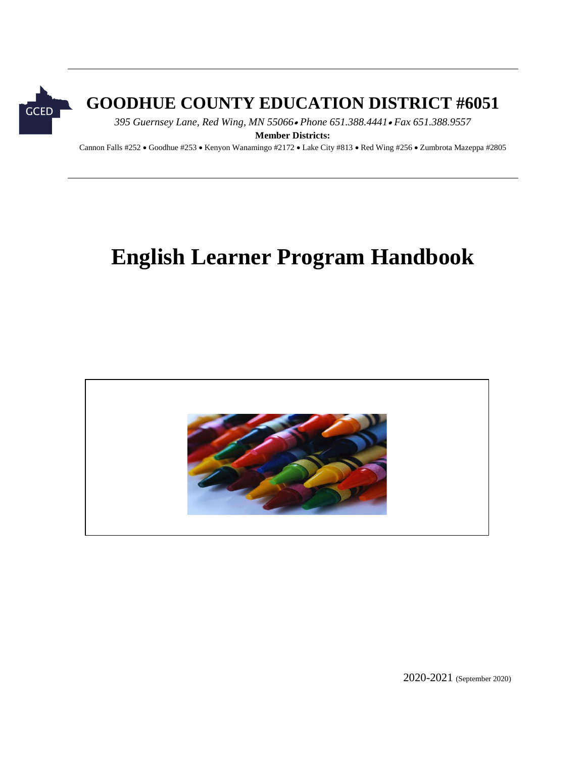GCED

# GOODHUE COUNTY EDUCATION DISTRICT #6051

*395 Guernsey Lane, Red Wing, MN 55066 • Phone 651.388.4441 • Fax 651.388.9557*

**Member Districts:**

Cannon Falls #252 • Goodhue #253 • Kenyon Wanamingo #2172 • Lake City #813 • Red Wing #256 • Zumbrota Mazeppa #2805

# English Learner Program Handbook

2020-2021 (September 2020)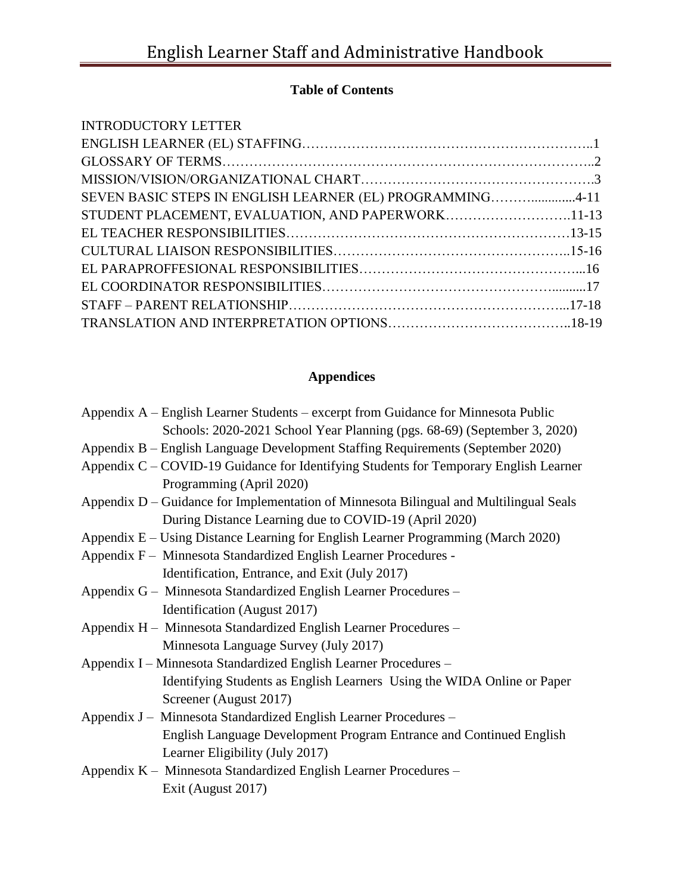## Table of Contents

INTRODUCTORY LETTER

ENGLISH LEARNER (EL) STAFFING……………………………………………………..1

GLOSSARY OF TERMS………………………………………………………………..2

MISSION/VISION/ORGANIZATIONAL CHART…………………………………………….3

SEVEN BASIC STEPS IN ENGLISH LEARNER (EL) PROGRAMMING………............4-11

STUDENT PLACEMENT, EVALUATION, AND PAPERWORK……………………….11-13

EL TEACHER RESPONSIBILITIES……………………………………………………13-15

CULTURAL LIAISON RESPONSIBILITIES…………………………………………..15-16

EL PARAPROFFESIONAL RESPONSIBILITIES…………………………………………...16

EL COORDINATOR RESPONSIBILITIES…………………………………………..........17

STAFF – PARENT RELATIONSHIP……………………………………………………...17-18

TRANSLATION AND INTERPRETATION OPTIONS………………………………..18-19

## Appendices

Appendix A – English Learner Students – excerpt from Guidance for Minnesota Public Schools: 2020-2021 School Year Planning (pgs. 68-69) (September 3, 2020)

Appendix B – English Language Development Staffing Requirements (September 2020)

Appendix C – COVID-19 Guidance for Identifying Students for Temporary English Learner Programming (April 2020)

Appendix D – Guidance for Implementation of Minnesota Bilingual and Multilingual Seals During Distance Learning due to COVID-19 (April 2020)

Appendix E – Using Distance Learning for English Learner Programming (March 2020)

Appendix F – Minnesota Standardized English Learner Procedures - Identification, Entrance, and Exit (July 2017)

Appendix G – Minnesota Standardized English Learner Procedures – Identification (August 2017)

Appendix H – Minnesota Standardized English Learner Procedures – Minnesota Language Survey (July 2017)

Appendix I – Minnesota Standardized English Learner Procedures – Identifying Students as English Learners Using the WIDA Online or Paper Screener (August 2017)

Appendix J – Minnesota Standardized English Learner Procedures – English Language Development Program Entrance and Continued English Learner Eligibility (July 2017)

Appendix K – Minnesota Standardized English Learner Procedures – Exit (August 2017)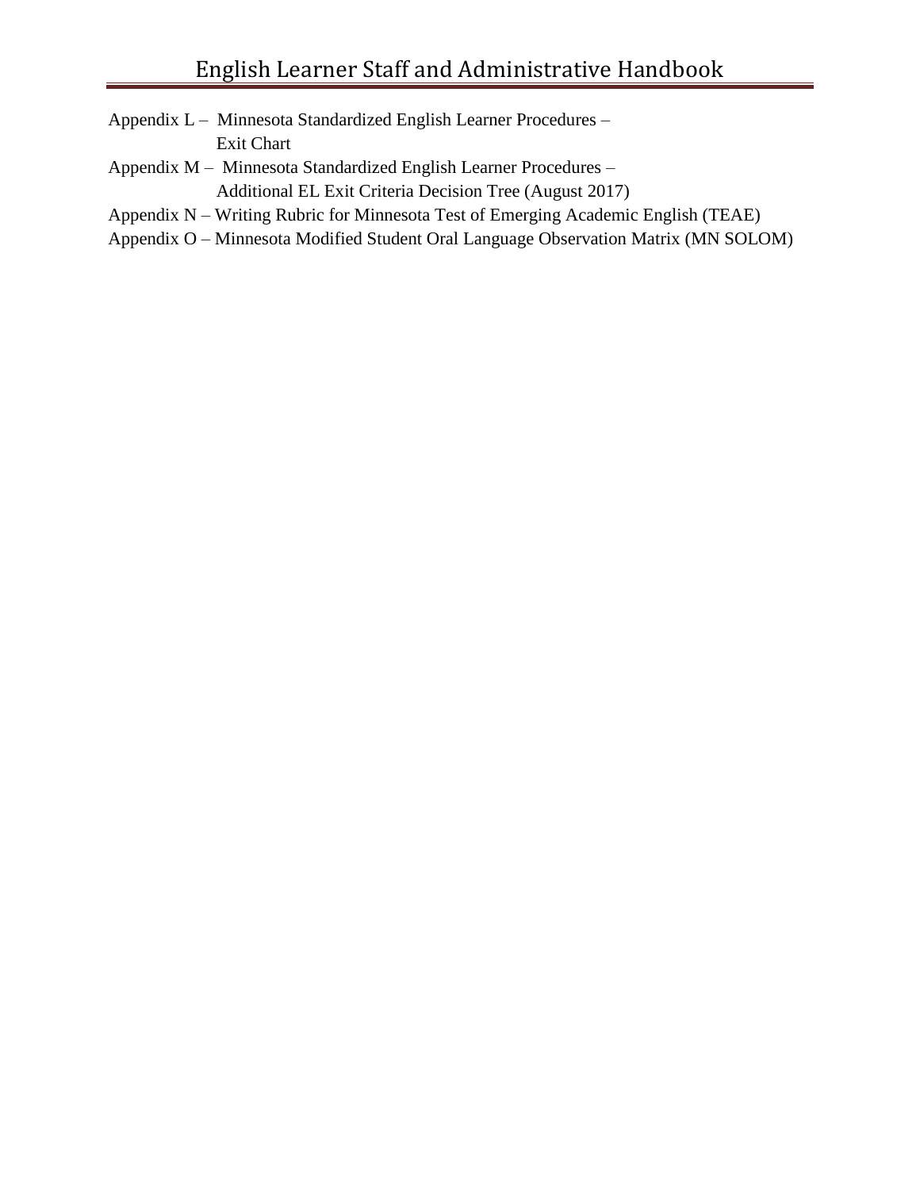Appendix L – Minnesota Standardized English Learner Procedures – Exit Chart

Appendix M – Minnesota Standardized English Learner Procedures – Additional EL Exit Criteria Decision Tree (August 2017)

Appendix N – Writing Rubric for Minnesota Test of Emerging Academic English (TEAE)

Appendix O – Minnesota Modified Student Oral Language Observation Matrix (MN SOLOM)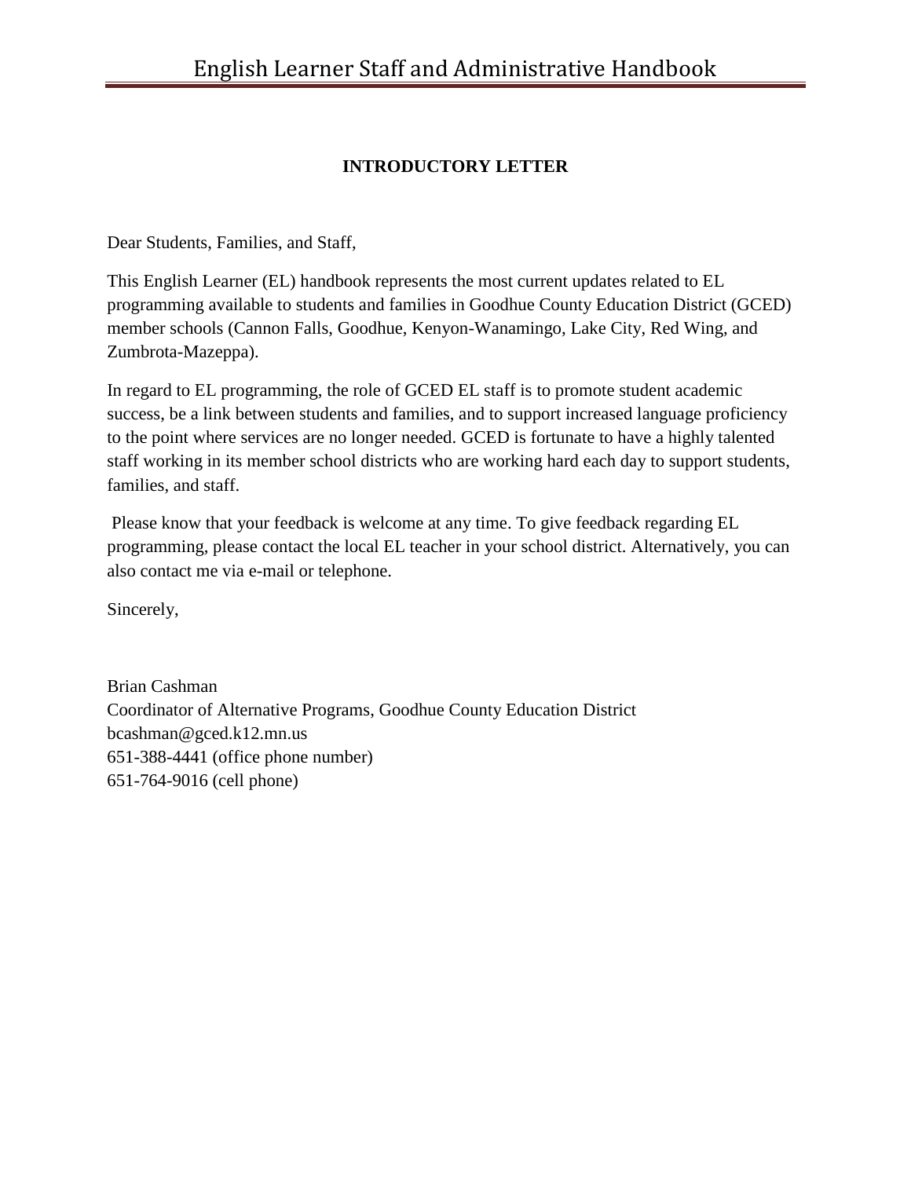## INTRODUCTORY LETTER

Dear Students, Families, and Staff,

This English Learner (EL) handbook represents the most current updates related to EL programming available to students and families in Goodhue County Education District (GCED) member schools (Cannon Falls, Goodhue, Kenyon-Wanamingo, Lake City, Red Wing, and Zumbrota-Mazeppa).

In regard to EL programming, the role of GCED EL staff is to promote student academic success, be a link between students and families, and to support increased language proficiency to the point where services are no longer needed. GCED is fortunate to have a highly talented staff working in its member school districts who are working hard each day to support students, families, and staff.

Please know that your feedback is welcome at any time. To give feedback regarding EL programming, please contact the local EL teacher in your school district. Alternatively, you can also contact me via e-mail or telephone.

Sincerely,

Brian Cashman  
Coordinator of Alternative Programs, Goodhue County Education District  
bcashman@gced.k12.mn.us  
651-388-4441 (office phone number)  
651-764-9016 (cell phone)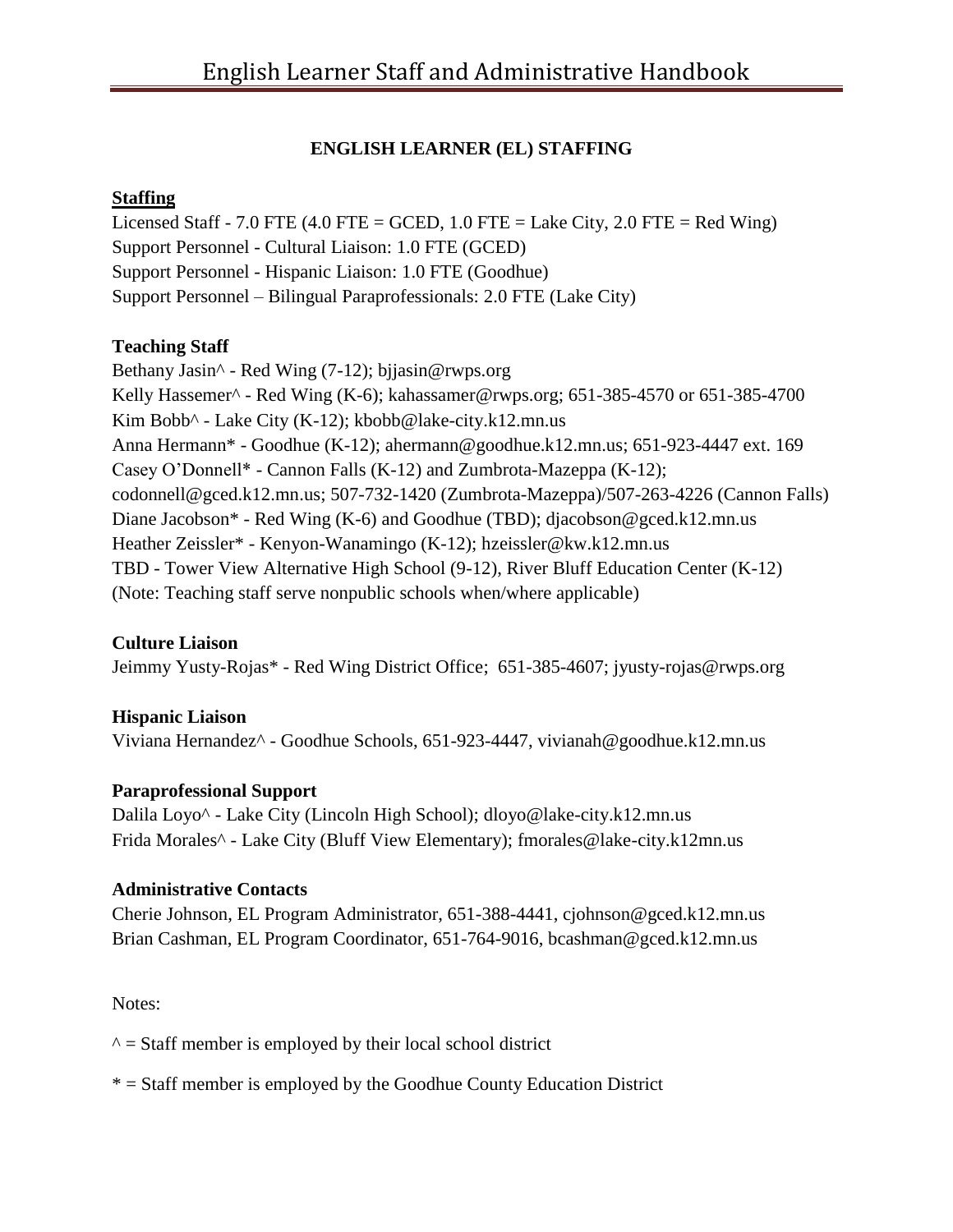## ENGLISH LEARNER (EL) STAFFING

**Staffing**

Licensed Staff - 7.0 FTE (4.0 FTE = GCED, 1.0 FTE = Lake City, 2.0 FTE = Red Wing)
Support Personnel - Cultural Liaison: 1.0 FTE (GCED)
Support Personnel - Hispanic Liaison: 1.0 FTE (Goodhue)
Support Personnel – Bilingual Paraprofessionals: 2.0 FTE (Lake City)

**Teaching Staff**

Bethany Jasin^ - Red Wing (7-12); bjjasin@rwps.org
Kelly Hassemer^ - Red Wing (K-6); kahassamer@rwps.org; 651-385-4570 or 651-385-4700
Kim Bobb^ - Lake City (K-12); kbobb@lake-city.k12.mn.us
Anna Hermann* - Goodhue (K-12); ahermann@goodhue.k12.mn.us; 651-923-4447 ext. 169
Casey O'Donnell* - Cannon Falls (K-12) and Zumbrota-Mazeppa (K-12); codonnell@gced.k12.mn.us; 507-732-1420 (Zumbrota-Mazeppa)/507-263-4226 (Cannon Falls)
Diane Jacobson* - Red Wing (K-6) and Goodhue (TBD); djacobson@gced.k12.mn.us
Heather Zeissler* - Kenyon-Wanamingo (K-12); hzeissler@kw.k12.mn.us
TBD - Tower View Alternative High School (9-12), River Bluff Education Center (K-12)
(Note: Teaching staff serve nonpublic schools when/where applicable)

**Culture Liaison**

Jeimmy Yusty-Rojas* - Red Wing District Office; 651-385-4607; jyusty-rojas@rwps.org

**Hispanic Liaison**

Viviana Hernandez^ - Goodhue Schools, 651-923-4447, vivianah@goodhue.k12.mn.us

**Paraprofessional Support**

Dalila Loyo^ - Lake City (Lincoln High School); dloyo@lake-city.k12.mn.us
Frida Morales^ - Lake City (Bluff View Elementary); fmorales@lake-city.k12mn.us

**Administrative Contacts**

Cherie Johnson, EL Program Administrator, 651-388-4441, cjohnson@gced.k12.mn.us
Brian Cashman, EL Program Coordinator, 651-764-9016, bcashman@gced.k12.mn.us

Notes:

^ = Staff member is employed by their local school district

* = Staff member is employed by the Goodhue County Education District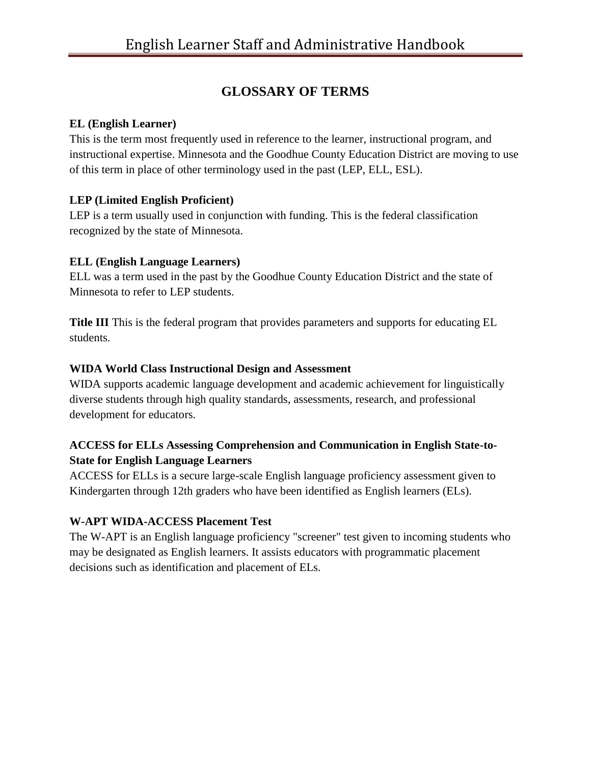# GLOSSARY OF TERMS

**EL (English Learner)**
This is the term most frequently used in reference to the learner, instructional program, and instructional expertise. Minnesota and the Goodhue County Education District are moving to use of this term in place of other terminology used in the past (LEP, ELL, ESL).

**LEP (Limited English Proficient)**
LEP is a term usually used in conjunction with funding. This is the federal classification recognized by the state of Minnesota.

**ELL (English Language Learners)**
ELL was a term used in the past by the Goodhue County Education District and the state of Minnesota to refer to LEP students.

**Title III** This is the federal program that provides parameters and supports for educating EL students.

**WIDA World Class Instructional Design and Assessment**
WIDA supports academic language development and academic achievement for linguistically diverse students through high quality standards, assessments, research, and professional development for educators.

**ACCESS for ELLs Assessing Comprehension and Communication in English State-to-State for English Language Learners**
ACCESS for ELLs is a secure large-scale English language proficiency assessment given to Kindergarten through 12th graders who have been identified as English learners (ELs).

**W-APT WIDA-ACCESS Placement Test**
The W-APT is an English language proficiency "screener" test given to incoming students who may be designated as English learners. It assists educators with programmatic placement decisions such as identification and placement of ELs.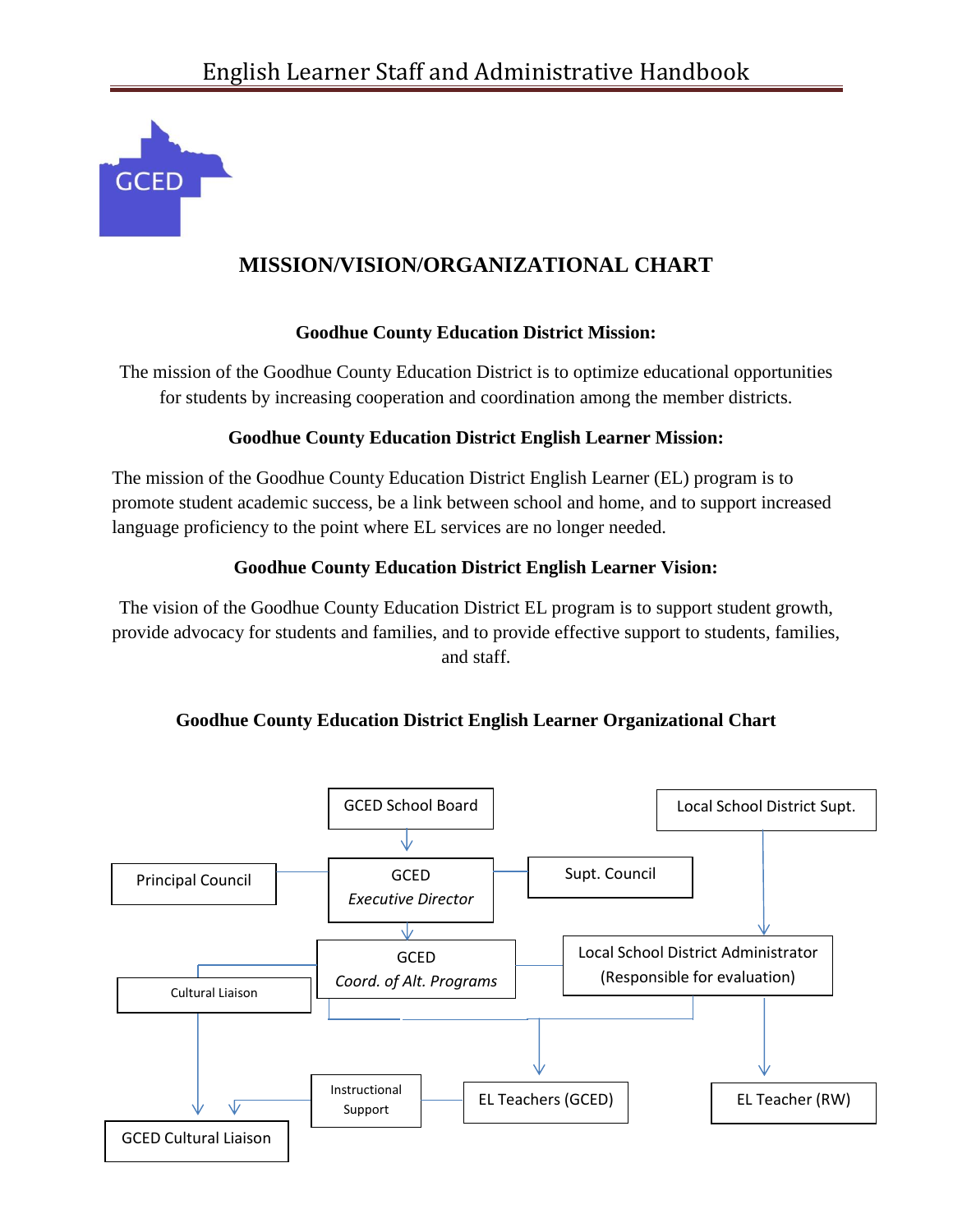# MISSION/VISION/ORGANIZATIONAL CHART

**Goodhue County Education District Mission:**

The mission of the Goodhue County Education District is to optimize educational opportunities for students by increasing cooperation and coordination among the member districts.

**Goodhue County Education District English Learner Mission:**

The mission of the Goodhue County Education District English Learner (EL) program is to promote student academic success, be a link between school and home, and to support increased language proficiency to the point where EL services are no longer needed.

**Goodhue County Education District English Learner Vision:**

The vision of the Goodhue County Education District EL program is to support student growth, provide advocacy for students and families, and to provide effective support to students, families, and staff.

**Goodhue County Education District English Learner Organizational Chart**

GCED School Board

Local School District Supt.

Principal Council

GCED *Executive Director*

Supt. Council

Cultural Liaison

GCED *Coord. of Alt. Programs*

Local School District Administrator (Responsible for evaluation)

Instructional Support

EL Teachers (GCED)

EL Teacher (RW)

GCED Cultural Liaison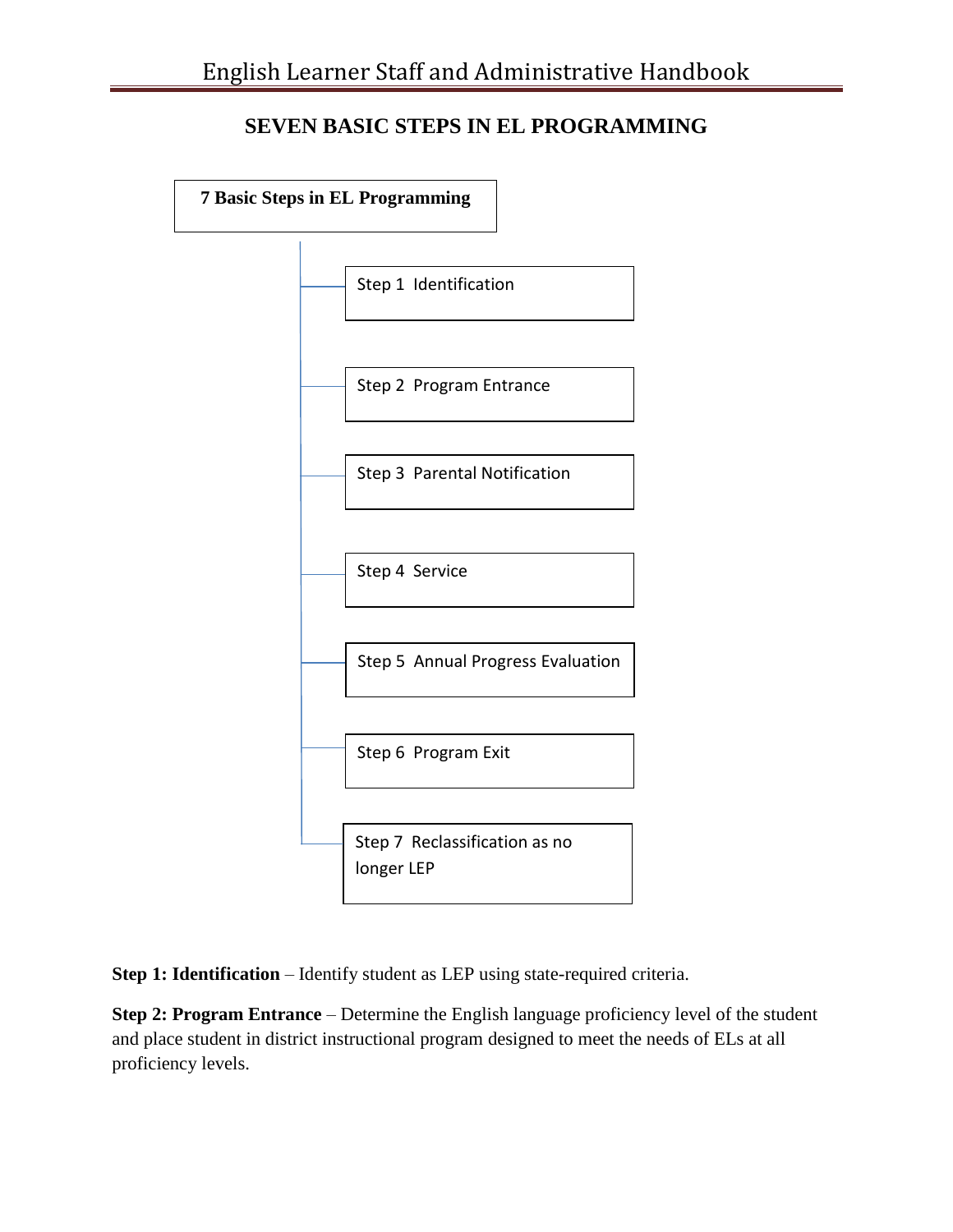## SEVEN BASIC STEPS IN EL PROGRAMMING

**7 Basic Steps in EL Programming**

- Step 1 Identification
- Step 2 Program Entrance
- Step 3 Parental Notification
- Step 4 Service
- Step 5 Annual Progress Evaluation
- Step 6 Program Exit
- Step 7 Reclassification as no longer LEP

**Step 1: Identification** – Identify student as LEP using state-required criteria.

**Step 2: Program Entrance** – Determine the English language proficiency level of the student and place student in district instructional program designed to meet the needs of ELs at all proficiency levels.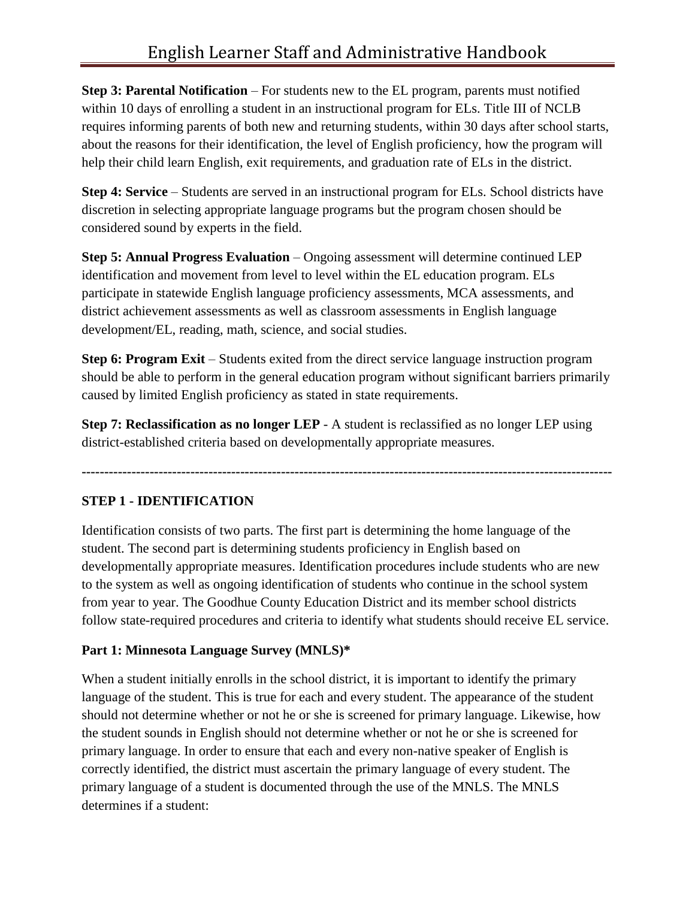**Step 3: Parental Notification** – For students new to the EL program, parents must notified within 10 days of enrolling a student in an instructional program for ELs. Title III of NCLB requires informing parents of both new and returning students, within 30 days after school starts, about the reasons for their identification, the level of English proficiency, how the program will help their child learn English, exit requirements, and graduation rate of ELs in the district.

**Step 4: Service** – Students are served in an instructional program for ELs. School districts have discretion in selecting appropriate language programs but the program chosen should be considered sound by experts in the field.

**Step 5: Annual Progress Evaluation** – Ongoing assessment will determine continued LEP identification and movement from level to level within the EL education program. ELs participate in statewide English language proficiency assessments, MCA assessments, and district achievement assessments as well as classroom assessments in English language development/EL, reading, math, science, and social studies.

**Step 6: Program Exit** – Students exited from the direct service language instruction program should be able to perform in the general education program without significant barriers primarily caused by limited English proficiency as stated in state requirements.

**Step 7: Reclassification as no longer LEP** - A student is reclassified as no longer LEP using district-established criteria based on developmentally appropriate measures.

---

## STEP 1 - IDENTIFICATION

Identification consists of two parts. The first part is determining the home language of the student. The second part is determining students proficiency in English based on developmentally appropriate measures. Identification procedures include students who are new to the system as well as ongoing identification of students who continue in the school system from year to year. The Goodhue County Education District and its member school districts follow state-required procedures and criteria to identify what students should receive EL service.

### Part 1: Minnesota Language Survey (MNLS)*

When a student initially enrolls in the school district, it is important to identify the primary language of the student. This is true for each and every student. The appearance of the student should not determine whether or not he or she is screened for primary language. Likewise, how the student sounds in English should not determine whether or not he or she is screened for primary language. In order to ensure that each and every non-native speaker of English is correctly identified, the district must ascertain the primary language of every student. The primary language of a student is documented through the use of the MNLS. The MNLS determines if a student: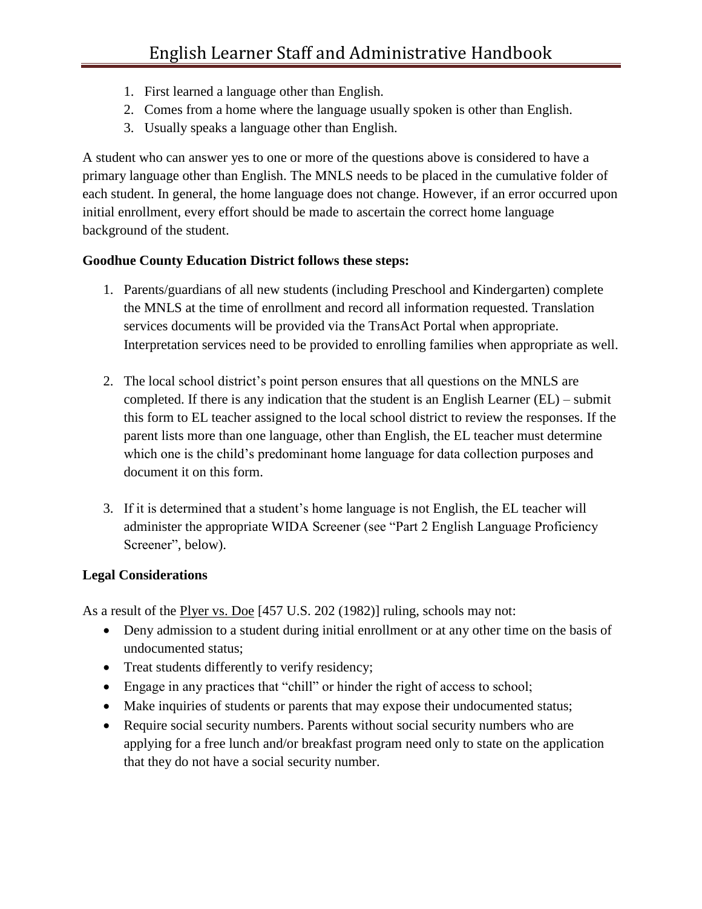1. First learned a language other than English.
2. Comes from a home where the language usually spoken is other than English.
3. Usually speaks a language other than English.

A student who can answer yes to one or more of the questions above is considered to have a primary language other than English. The MNLS needs to be placed in the cumulative folder of each student. In general, the home language does not change. However, if an error occurred upon initial enrollment, every effort should be made to ascertain the correct home language background of the student.

**Goodhue County Education District follows these steps:**

1. Parents/guardians of all new students (including Preschool and Kindergarten) complete the MNLS at the time of enrollment and record all information requested. Translation services documents will be provided via the TransAct Portal when appropriate. Interpretation services need to be provided to enrolling families when appropriate as well.

2. The local school district's point person ensures that all questions on the MNLS are completed. If there is any indication that the student is an English Learner (EL) – submit this form to EL teacher assigned to the local school district to review the responses. If the parent lists more than one language, other than English, the EL teacher must determine which one is the child's predominant home language for data collection purposes and document it on this form.

3. If it is determined that a student's home language is not English, the EL teacher will administer the appropriate WIDA Screener (see "Part 2 English Language Proficiency Screener", below).

**Legal Considerations**

As a result of the Plyer vs. Doe [457 U.S. 202 (1982)] ruling, schools may not:

- Deny admission to a student during initial enrollment or at any other time on the basis of undocumented status;
- Treat students differently to verify residency;
- Engage in any practices that "chill" or hinder the right of access to school;
- Make inquiries of students or parents that may expose their undocumented status;
- Require social security numbers. Parents without social security numbers who are applying for a free lunch and/or breakfast program need only to state on the application that they do not have a social security number.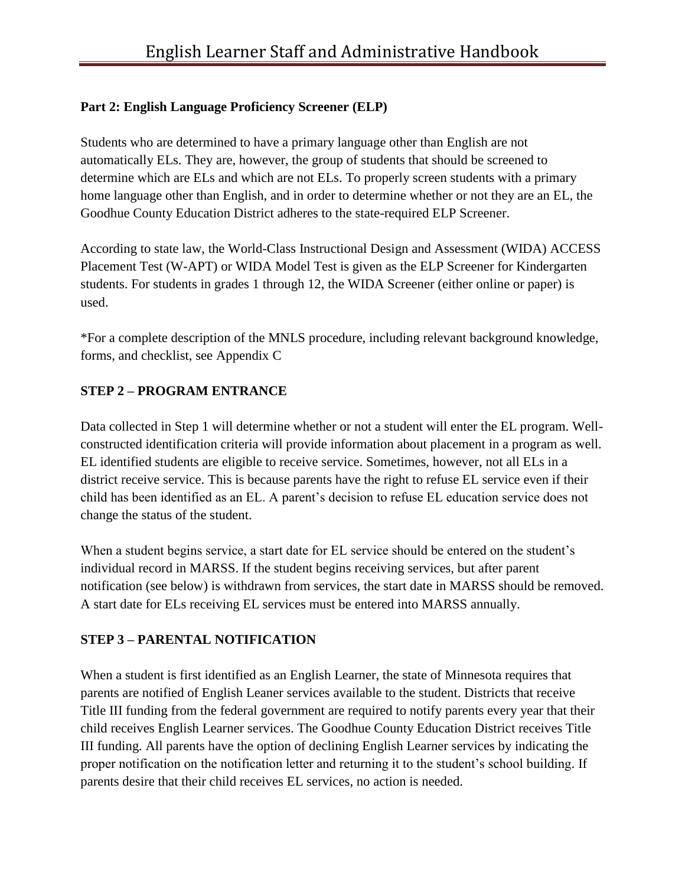**Part 2: English Language Proficiency Screener (ELP)**

Students who are determined to have a primary language other than English are not automatically ELs. They are, however, the group of students that should be screened to determine which are ELs and which are not ELs. To properly screen students with a primary home language other than English, and in order to determine whether or not they are an EL, the Goodhue County Education District adheres to the state-required ELP Screener.

According to state law, the World-Class Instructional Design and Assessment (WIDA) ACCESS Placement Test (W-APT) or WIDA Model Test is given as the ELP Screener for Kindergarten students. For students in grades 1 through 12, the WIDA Screener (either online or paper) is used.

*For a complete description of the MNLS procedure, including relevant background knowledge, forms, and checklist, see Appendix C

## STEP 2 – PROGRAM ENTRANCE

Data collected in Step 1 will determine whether or not a student will enter the EL program. Well-constructed identification criteria will provide information about placement in a program as well. EL identified students are eligible to receive service. Sometimes, however, not all ELs in a district receive service. This is because parents have the right to refuse EL service even if their child has been identified as an EL. A parent's decision to refuse EL education service does not change the status of the student.

When a student begins service, a start date for EL service should be entered on the student's individual record in MARSS. If the student begins receiving services, but after parent notification (see below) is withdrawn from services, the start date in MARSS should be removed. A start date for ELs receiving EL services must be entered into MARSS annually.

## STEP 3 – PARENTAL NOTIFICATION

When a student is first identified as an English Learner, the state of Minnesota requires that parents are notified of English Leaner services available to the student. Districts that receive Title III funding from the federal government are required to notify parents every year that their child receives English Learner services. The Goodhue County Education District receives Title III funding. All parents have the option of declining English Learner services by indicating the proper notification on the notification letter and returning it to the student's school building. If parents desire that their child receives EL services, no action is needed.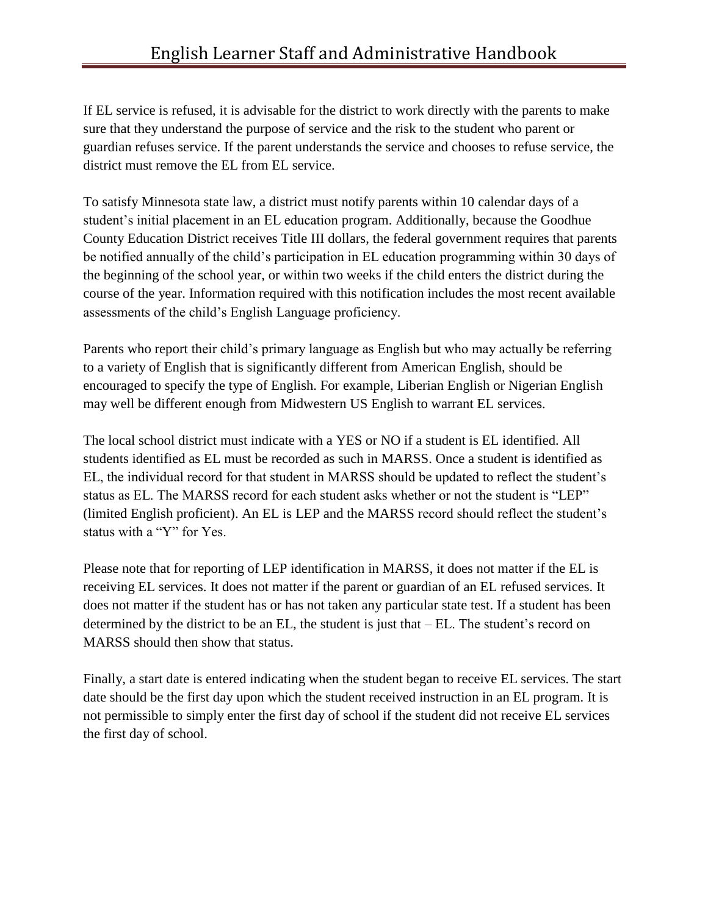If EL service is refused, it is advisable for the district to work directly with the parents to make sure that they understand the purpose of service and the risk to the student who parent or guardian refuses service. If the parent understands the service and chooses to refuse service, the district must remove the EL from EL service.

To satisfy Minnesota state law, a district must notify parents within 10 calendar days of a student's initial placement in an EL education program. Additionally, because the Goodhue County Education District receives Title III dollars, the federal government requires that parents be notified annually of the child's participation in EL education programming within 30 days of the beginning of the school year, or within two weeks if the child enters the district during the course of the year. Information required with this notification includes the most recent available assessments of the child's English Language proficiency.

Parents who report their child's primary language as English but who may actually be referring to a variety of English that is significantly different from American English, should be encouraged to specify the type of English. For example, Liberian English or Nigerian English may well be different enough from Midwestern US English to warrant EL services.

The local school district must indicate with a YES or NO if a student is EL identified. All students identified as EL must be recorded as such in MARSS. Once a student is identified as EL, the individual record for that student in MARSS should be updated to reflect the student's status as EL. The MARSS record for each student asks whether or not the student is "LEP" (limited English proficient). An EL is LEP and the MARSS record should reflect the student's status with a "Y" for Yes.

Please note that for reporting of LEP identification in MARSS, it does not matter if the EL is receiving EL services. It does not matter if the parent or guardian of an EL refused services. It does not matter if the student has or has not taken any particular state test. If a student has been determined by the district to be an EL, the student is just that – EL. The student's record on MARSS should then show that status.

Finally, a start date is entered indicating when the student began to receive EL services. The start date should be the first day upon which the student received instruction in an EL program. It is not permissible to simply enter the first day of school if the student did not receive EL services the first day of school.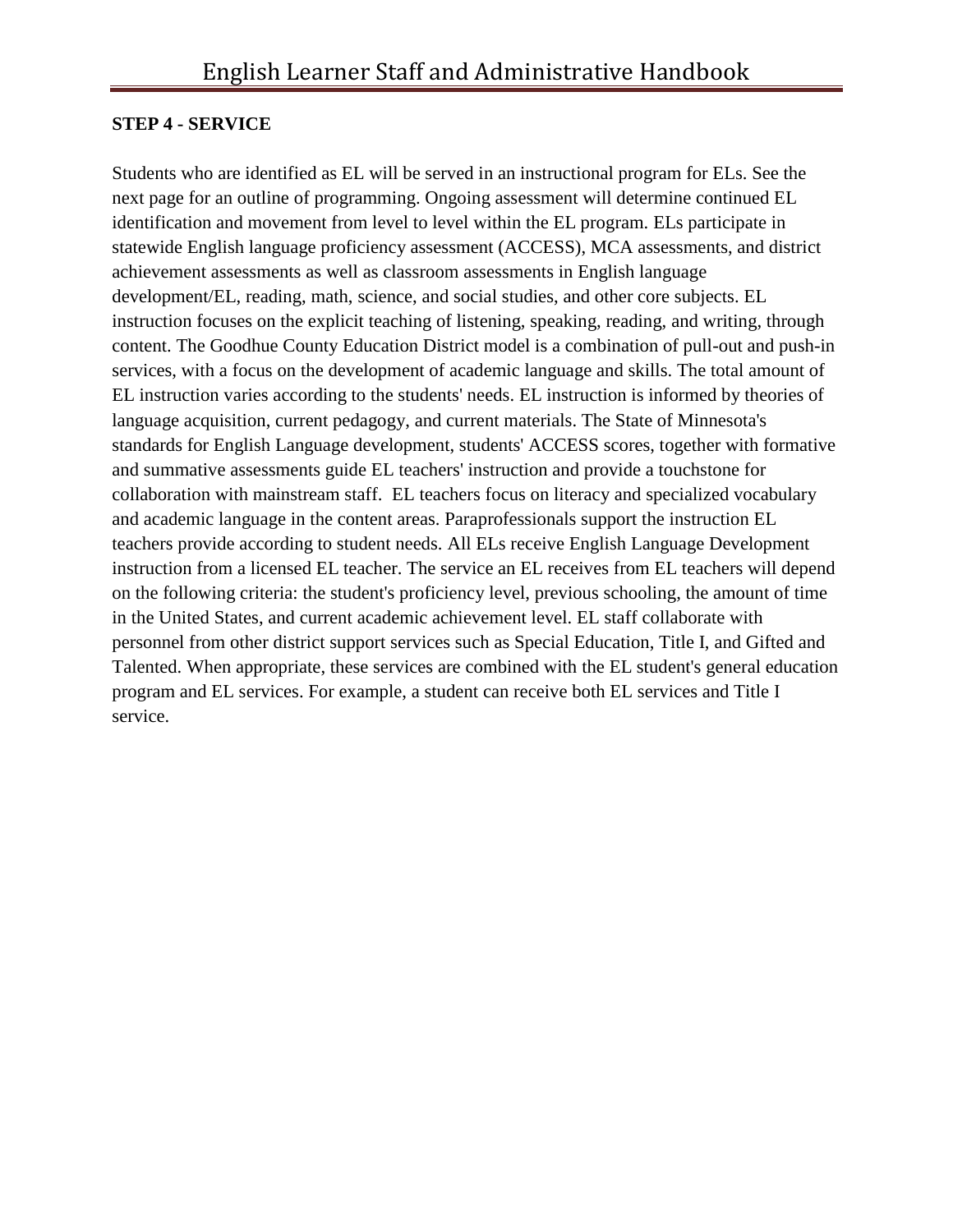**STEP 4 - SERVICE**

Students who are identified as EL will be served in an instructional program for ELs. See the next page for an outline of programming. Ongoing assessment will determine continued EL identification and movement from level to level within the EL program. ELs participate in statewide English language proficiency assessment (ACCESS), MCA assessments, and district achievement assessments as well as classroom assessments in English language development/EL, reading, math, science, and social studies, and other core subjects. EL instruction focuses on the explicit teaching of listening, speaking, reading, and writing, through content. The Goodhue County Education District model is a combination of pull-out and push-in services, with a focus on the development of academic language and skills. The total amount of EL instruction varies according to the students' needs. EL instruction is informed by theories of language acquisition, current pedagogy, and current materials. The State of Minnesota's standards for English Language development, students' ACCESS scores, together with formative and summative assessments guide EL teachers' instruction and provide a touchstone for collaboration with mainstream staff. EL teachers focus on literacy and specialized vocabulary and academic language in the content areas. Paraprofessionals support the instruction EL teachers provide according to student needs. All ELs receive English Language Development instruction from a licensed EL teacher. The service an EL receives from EL teachers will depend on the following criteria: the student's proficiency level, previous schooling, the amount of time in the United States, and current academic achievement level. EL staff collaborate with personnel from other district support services such as Special Education, Title I, and Gifted and Talented. When appropriate, these services are combined with the EL student's general education program and EL services. For example, a student can receive both EL services and Title I service.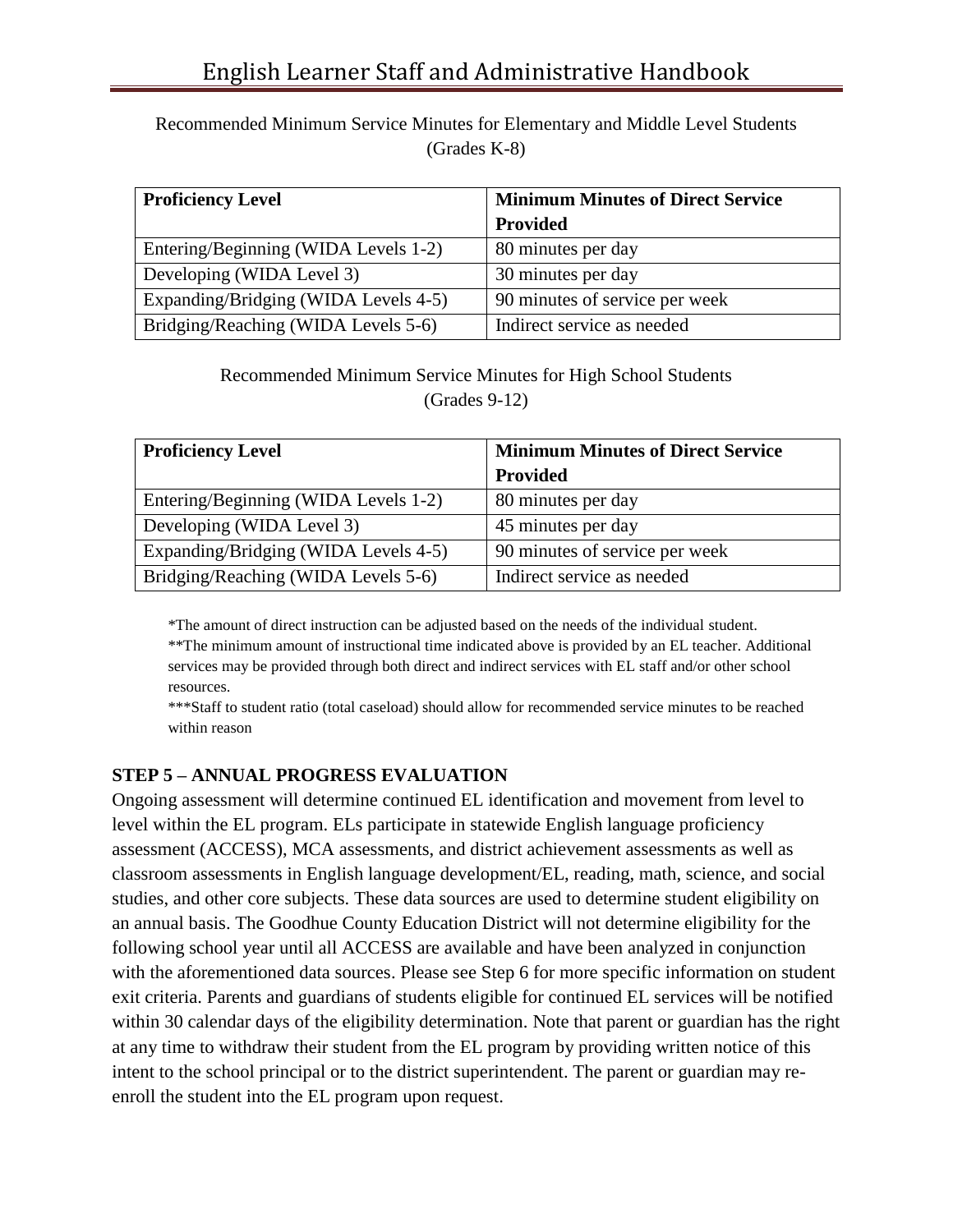Recommended Minimum Service Minutes for Elementary and Middle Level Students (Grades K-8)

| Proficiency Level | Minimum Minutes of Direct Service Provided |
|---|---|
| Entering/Beginning (WIDA Levels 1-2) | 80 minutes per day |
| Developing (WIDA Level 3) | 30 minutes per day |
| Expanding/Bridging (WIDA Levels 4-5) | 90 minutes of service per week |
| Bridging/Reaching (WIDA Levels 5-6) | Indirect service as needed |

Recommended Minimum Service Minutes for High School Students (Grades 9-12)

| Proficiency Level | Minimum Minutes of Direct Service Provided |
|---|---|
| Entering/Beginning (WIDA Levels 1-2) | 80 minutes per day |
| Developing (WIDA Level 3) | 45 minutes per day |
| Expanding/Bridging (WIDA Levels 4-5) | 90 minutes of service per week |
| Bridging/Reaching (WIDA Levels 5-6) | Indirect service as needed |

*The amount of direct instruction can be adjusted based on the needs of the individual student.
**The minimum amount of instructional time indicated above is provided by an EL teacher. Additional services may be provided through both direct and indirect services with EL staff and/or other school resources.
***Staff to student ratio (total caseload) should allow for recommended service minutes to be reached within reason

### STEP 5 – ANNUAL PROGRESS EVALUATION

Ongoing assessment will determine continued EL identification and movement from level to level within the EL program. ELs participate in statewide English language proficiency assessment (ACCESS), MCA assessments, and district achievement assessments as well as classroom assessments in English language development/EL, reading, math, science, and social studies, and other core subjects. These data sources are used to determine student eligibility on an annual basis. The Goodhue County Education District will not determine eligibility for the following school year until all ACCESS are available and have been analyzed in conjunction with the aforementioned data sources. Please see Step 6 for more specific information on student exit criteria. Parents and guardians of students eligible for continued EL services will be notified within 30 calendar days of the eligibility determination. Note that parent or guardian has the right at any time to withdraw their student from the EL program by providing written notice of this intent to the school principal or to the district superintendent. The parent or guardian may re-enroll the student into the EL program upon request.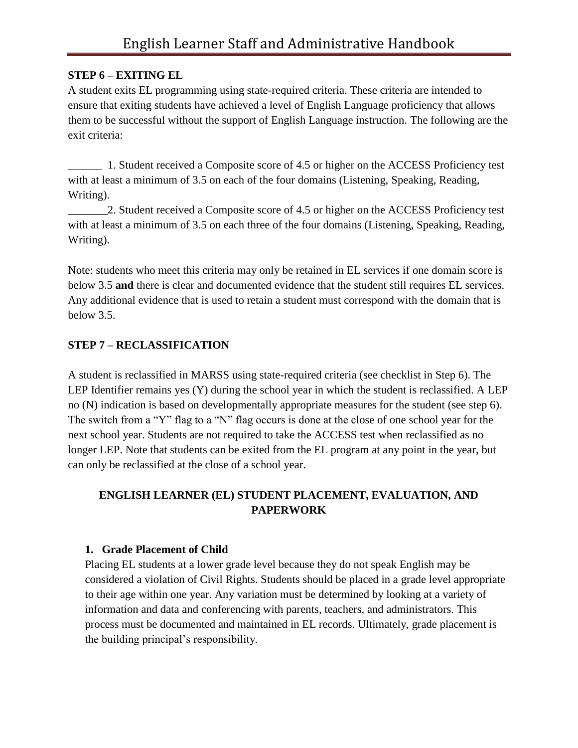**STEP 6 – EXITING EL**

A student exits EL programming using state-required criteria. These criteria are intended to ensure that exiting students have achieved a level of English Language proficiency that allows them to be successful without the support of English Language instruction. The following are the exit criteria:

______ 1. Student received a Composite score of 4.5 or higher on the ACCESS Proficiency test with at least a minimum of 3.5 on each of the four domains (Listening, Speaking, Reading, Writing).

_______2. Student received a Composite score of 4.5 or higher on the ACCESS Proficiency test with at least a minimum of 3.5 on each three of the four domains (Listening, Speaking, Reading, Writing).

Note: students who meet this criteria may only be retained in EL services if one domain score is below 3.5 **and** there is clear and documented evidence that the student still requires EL services. Any additional evidence that is used to retain a student must correspond with the domain that is below 3.5.

**STEP 7 – RECLASSIFICATION**

A student is reclassified in MARSS using state-required criteria (see checklist in Step 6). The LEP Identifier remains yes (Y) during the school year in which the student is reclassified. A LEP no (N) indication is based on developmentally appropriate measures for the student (see step 6). The switch from a "Y" flag to a "N" flag occurs is done at the close of one school year for the next school year. Students are not required to take the ACCESS test when reclassified as no longer LEP. Note that students can be exited from the EL program at any point in the year, but can only be reclassified at the close of a school year.

## ENGLISH LEARNER (EL) STUDENT PLACEMENT, EVALUATION, AND PAPERWORK

**1. Grade Placement of Child**

Placing EL students at a lower grade level because they do not speak English may be considered a violation of Civil Rights. Students should be placed in a grade level appropriate to their age within one year. Any variation must be determined by looking at a variety of information and data and conferencing with parents, teachers, and administrators. This process must be documented and maintained in EL records. Ultimately, grade placement is the building principal's responsibility.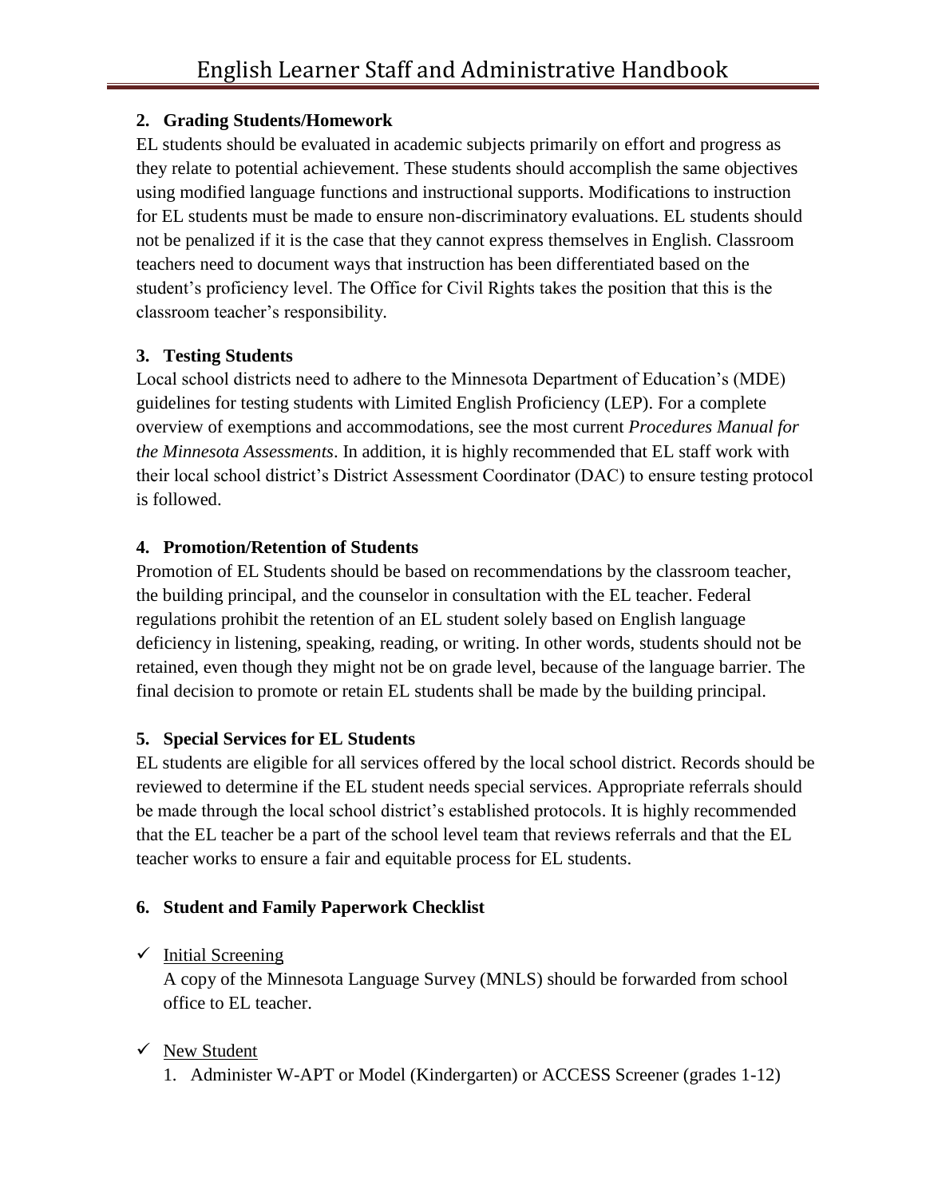### 2. Grading Students/Homework

EL students should be evaluated in academic subjects primarily on effort and progress as they relate to potential achievement. These students should accomplish the same objectives using modified language functions and instructional supports. Modifications to instruction for EL students must be made to ensure non-discriminatory evaluations. EL students should not be penalized if it is the case that they cannot express themselves in English. Classroom teachers need to document ways that instruction has been differentiated based on the student's proficiency level. The Office for Civil Rights takes the position that this is the classroom teacher's responsibility.

### 3. Testing Students

Local school districts need to adhere to the Minnesota Department of Education's (MDE) guidelines for testing students with Limited English Proficiency (LEP). For a complete overview of exemptions and accommodations, see the most current *Procedures Manual for the Minnesota Assessments*. In addition, it is highly recommended that EL staff work with their local school district's District Assessment Coordinator (DAC) to ensure testing protocol is followed.

### 4. Promotion/Retention of Students

Promotion of EL Students should be based on recommendations by the classroom teacher, the building principal, and the counselor in consultation with the EL teacher. Federal regulations prohibit the retention of an EL student solely based on English language deficiency in listening, speaking, reading, or writing. In other words, students should not be retained, even though they might not be on grade level, because of the language barrier. The final decision to promote or retain EL students shall be made by the building principal.

### 5. Special Services for EL Students

EL students are eligible for all services offered by the local school district. Records should be reviewed to determine if the EL student needs special services. Appropriate referrals should be made through the local school district's established protocols. It is highly recommended that the EL teacher be a part of the school level team that reviews referrals and that the EL teacher works to ensure a fair and equitable process for EL students.

### 6. Student and Family Paperwork Checklist

- ✓ Initial Screening
  A copy of the Minnesota Language Survey (MNLS) should be forwarded from school office to EL teacher.

- ✓ New Student
  1. Administer W-APT or Model (Kindergarten) or ACCESS Screener (grades 1-12)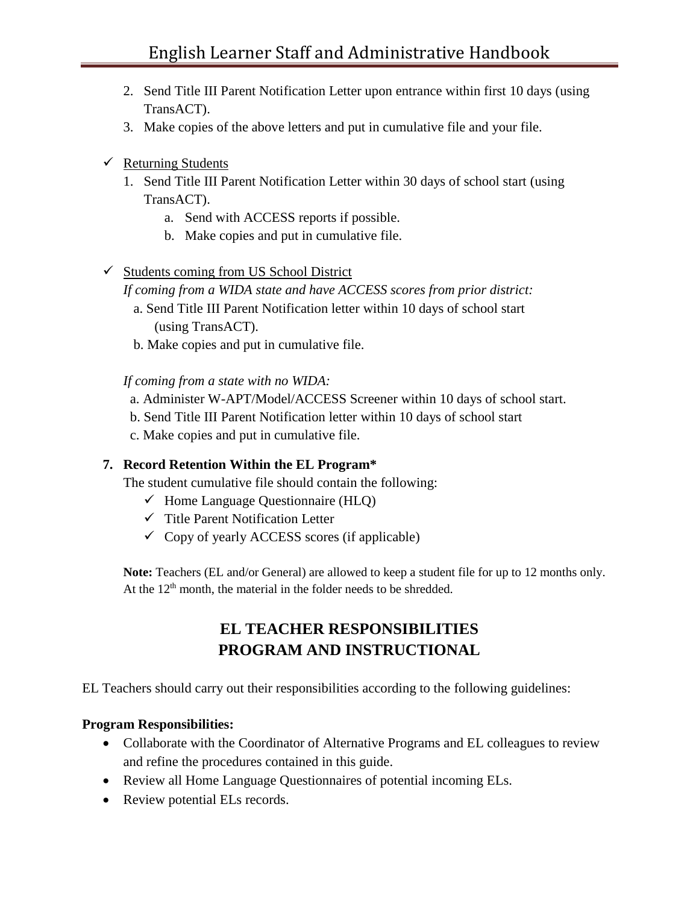2. Send Title III Parent Notification Letter upon entrance within first 10 days (using TransACT).
3. Make copies of the above letters and put in cumulative file and your file.

- ✓ Returning Students
  1. Send Title III Parent Notification Letter within 30 days of school start (using TransACT).
     a. Send with ACCESS reports if possible.
     b. Make copies and put in cumulative file.

- ✓ Students coming from US School District

  *If coming from a WIDA state and have ACCESS scores from prior district:*

  a. Send Title III Parent Notification letter within 10 days of school start (using TransACT).

  b. Make copies and put in cumulative file.

  *If coming from a state with no WIDA:*

  a. Administer W-APT/Model/ACCESS Screener within 10 days of school start.

  b. Send Title III Parent Notification letter within 10 days of school start

  c. Make copies and put in cumulative file.

**7. Record Retention Within the EL Program***

The student cumulative file should contain the following:

- ✓ Home Language Questionnaire (HLQ)
- ✓ Title Parent Notification Letter
- ✓ Copy of yearly ACCESS scores (if applicable)

**Note:** Teachers (EL and/or General) are allowed to keep a student file for up to 12 months only. At the 12th month, the material in the folder needs to be shredded.

## EL TEACHER RESPONSIBILITIES
## PROGRAM AND INSTRUCTIONAL

EL Teachers should carry out their responsibilities according to the following guidelines:

**Program Responsibilities:**

- Collaborate with the Coordinator of Alternative Programs and EL colleagues to review and refine the procedures contained in this guide.
- Review all Home Language Questionnaires of potential incoming ELs.
- Review potential ELs records.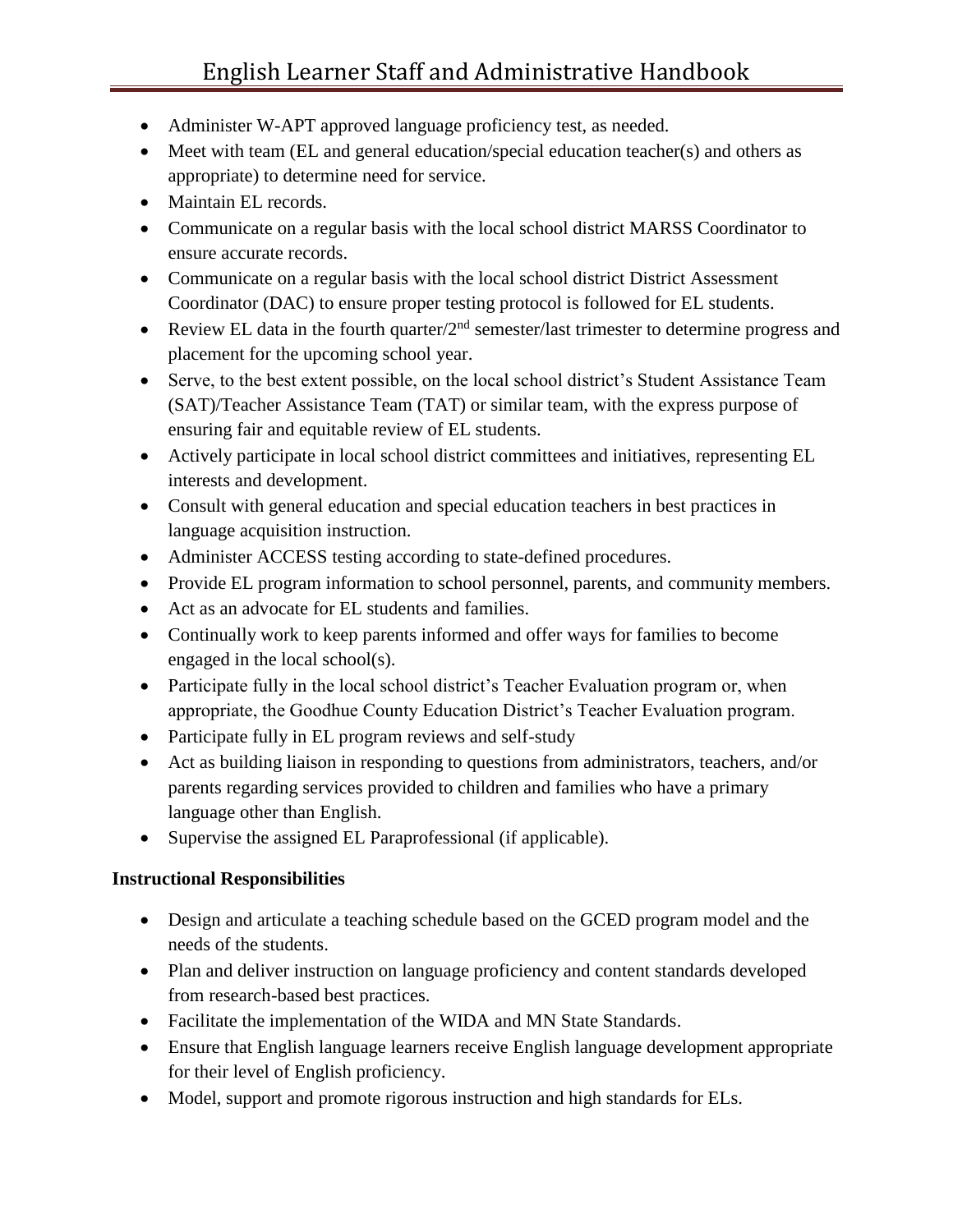- Administer W-APT approved language proficiency test, as needed.
- Meet with team (EL and general education/special education teacher(s) and others as appropriate) to determine need for service.
- Maintain EL records.
- Communicate on a regular basis with the local school district MARSS Coordinator to ensure accurate records.
- Communicate on a regular basis with the local school district District Assessment Coordinator (DAC) to ensure proper testing protocol is followed for EL students.
- Review EL data in the fourth quarter/2nd semester/last trimester to determine progress and placement for the upcoming school year.
- Serve, to the best extent possible, on the local school district's Student Assistance Team (SAT)/Teacher Assistance Team (TAT) or similar team, with the express purpose of ensuring fair and equitable review of EL students.
- Actively participate in local school district committees and initiatives, representing EL interests and development.
- Consult with general education and special education teachers in best practices in language acquisition instruction.
- Administer ACCESS testing according to state-defined procedures.
- Provide EL program information to school personnel, parents, and community members.
- Act as an advocate for EL students and families.
- Continually work to keep parents informed and offer ways for families to become engaged in the local school(s).
- Participate fully in the local school district's Teacher Evaluation program or, when appropriate, the Goodhue County Education District's Teacher Evaluation program.
- Participate fully in EL program reviews and self-study
- Act as building liaison in responding to questions from administrators, teachers, and/or parents regarding services provided to children and families who have a primary language other than English.
- Supervise the assigned EL Paraprofessional (if applicable).

**Instructional Responsibilities**

- Design and articulate a teaching schedule based on the GCED program model and the needs of the students.
- Plan and deliver instruction on language proficiency and content standards developed from research-based best practices.
- Facilitate the implementation of the WIDA and MN State Standards.
- Ensure that English language learners receive English language development appropriate for their level of English proficiency.
- Model, support and promote rigorous instruction and high standards for ELs.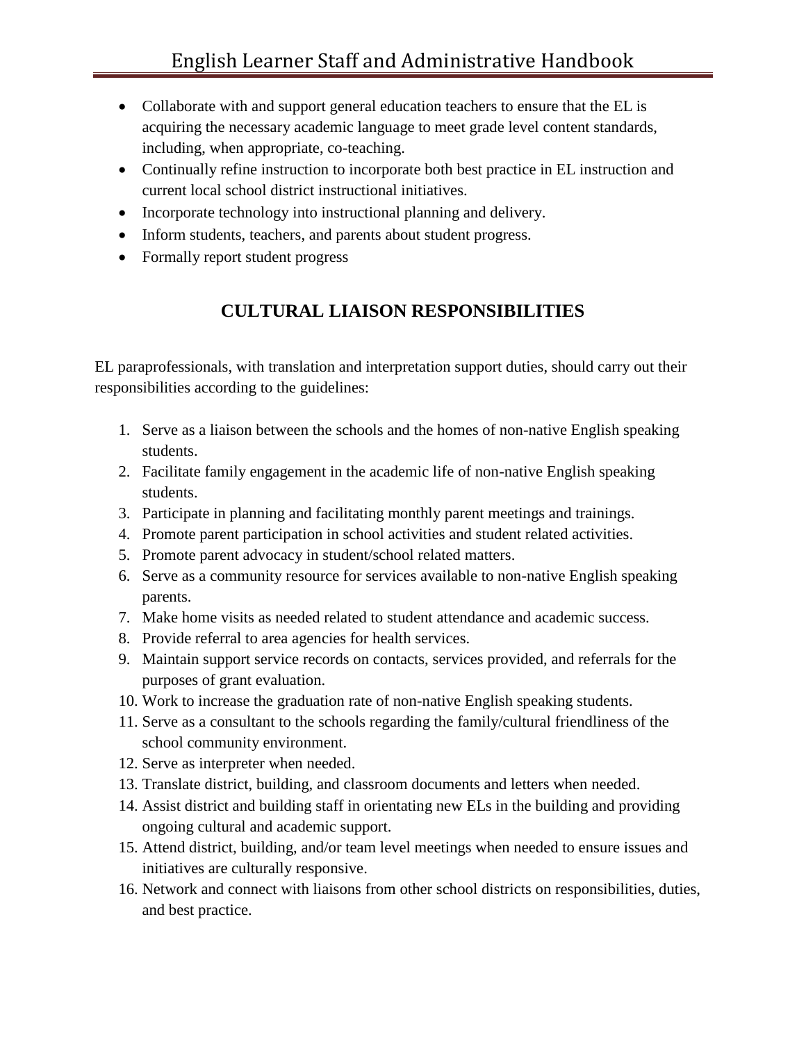- Collaborate with and support general education teachers to ensure that the EL is acquiring the necessary academic language to meet grade level content standards, including, when appropriate, co-teaching.
- Continually refine instruction to incorporate both best practice in EL instruction and current local school district instructional initiatives.
- Incorporate technology into instructional planning and delivery.
- Inform students, teachers, and parents about student progress.
- Formally report student progress

## CULTURAL LIAISON RESPONSIBILITIES

EL paraprofessionals, with translation and interpretation support duties, should carry out their responsibilities according to the guidelines:

1. Serve as a liaison between the schools and the homes of non-native English speaking students.
2. Facilitate family engagement in the academic life of non-native English speaking students.
3. Participate in planning and facilitating monthly parent meetings and trainings.
4. Promote parent participation in school activities and student related activities.
5. Promote parent advocacy in student/school related matters.
6. Serve as a community resource for services available to non-native English speaking parents.
7. Make home visits as needed related to student attendance and academic success.
8. Provide referral to area agencies for health services.
9. Maintain support service records on contacts, services provided, and referrals for the purposes of grant evaluation.
10. Work to increase the graduation rate of non-native English speaking students.
11. Serve as a consultant to the schools regarding the family/cultural friendliness of the school community environment.
12. Serve as interpreter when needed.
13. Translate district, building, and classroom documents and letters when needed.
14. Assist district and building staff in orientating new ELs in the building and providing ongoing cultural and academic support.
15. Attend district, building, and/or team level meetings when needed to ensure issues and initiatives are culturally responsive.
16. Network and connect with liaisons from other school districts on responsibilities, duties, and best practice.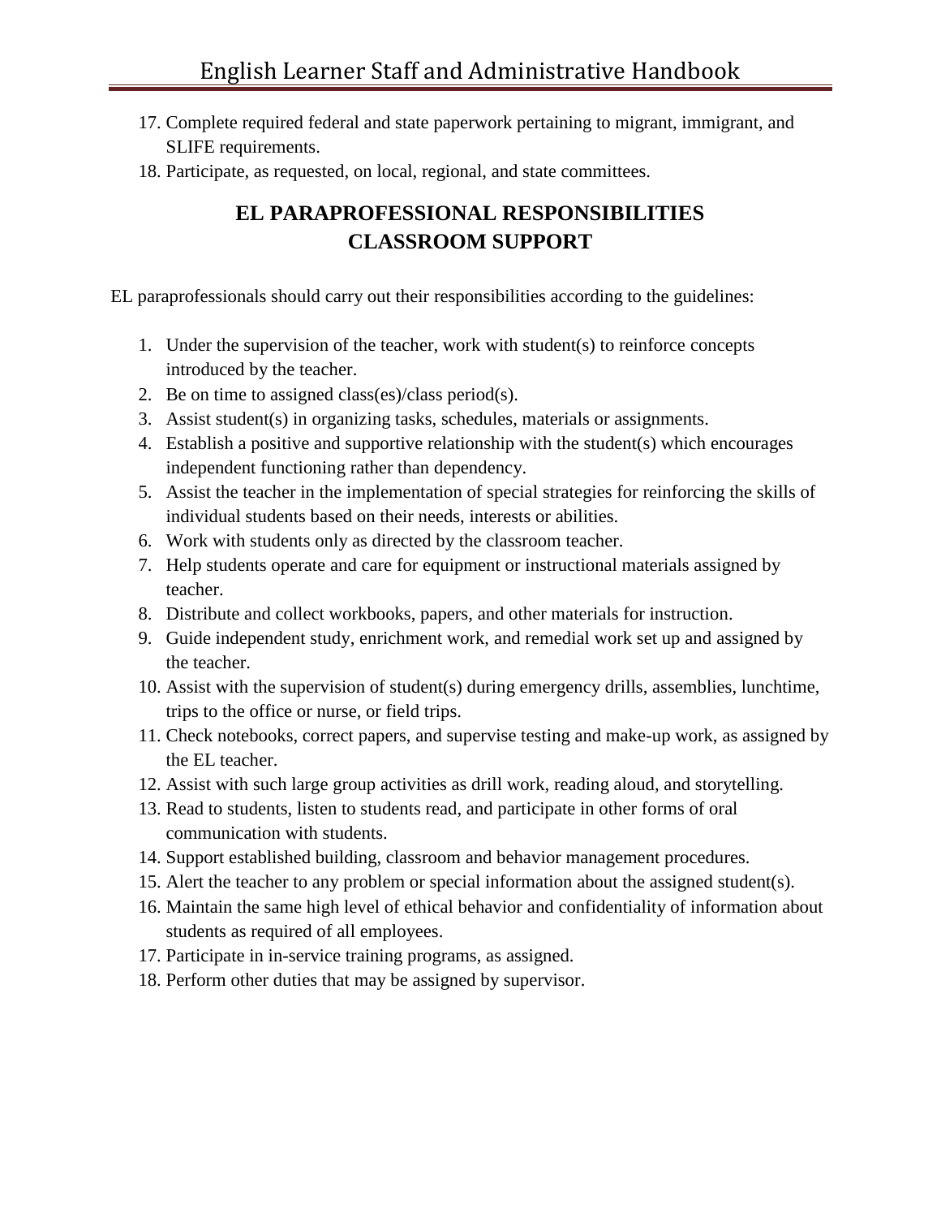17. Complete required federal and state paperwork pertaining to migrant, immigrant, and SLIFE requirements.
18. Participate, as requested, on local, regional, and state committees.

## EL PARAPROFESSIONAL RESPONSIBILITIES
## CLASSROOM SUPPORT

EL paraprofessionals should carry out their responsibilities according to the guidelines:

1. Under the supervision of the teacher, work with student(s) to reinforce concepts introduced by the teacher.
2. Be on time to assigned class(es)/class period(s).
3. Assist student(s) in organizing tasks, schedules, materials or assignments.
4. Establish a positive and supportive relationship with the student(s) which encourages independent functioning rather than dependency.
5. Assist the teacher in the implementation of special strategies for reinforcing the skills of individual students based on their needs, interests or abilities.
6. Work with students only as directed by the classroom teacher.
7. Help students operate and care for equipment or instructional materials assigned by teacher.
8. Distribute and collect workbooks, papers, and other materials for instruction.
9. Guide independent study, enrichment work, and remedial work set up and assigned by the teacher.
10. Assist with the supervision of student(s) during emergency drills, assemblies, lunchtime, trips to the office or nurse, or field trips.
11. Check notebooks, correct papers, and supervise testing and make-up work, as assigned by the EL teacher.
12. Assist with such large group activities as drill work, reading aloud, and storytelling.
13. Read to students, listen to students read, and participate in other forms of oral communication with students.
14. Support established building, classroom and behavior management procedures.
15. Alert the teacher to any problem or special information about the assigned student(s).
16. Maintain the same high level of ethical behavior and confidentiality of information about students as required of all employees.
17. Participate in in-service training programs, as assigned.
18. Perform other duties that may be assigned by supervisor.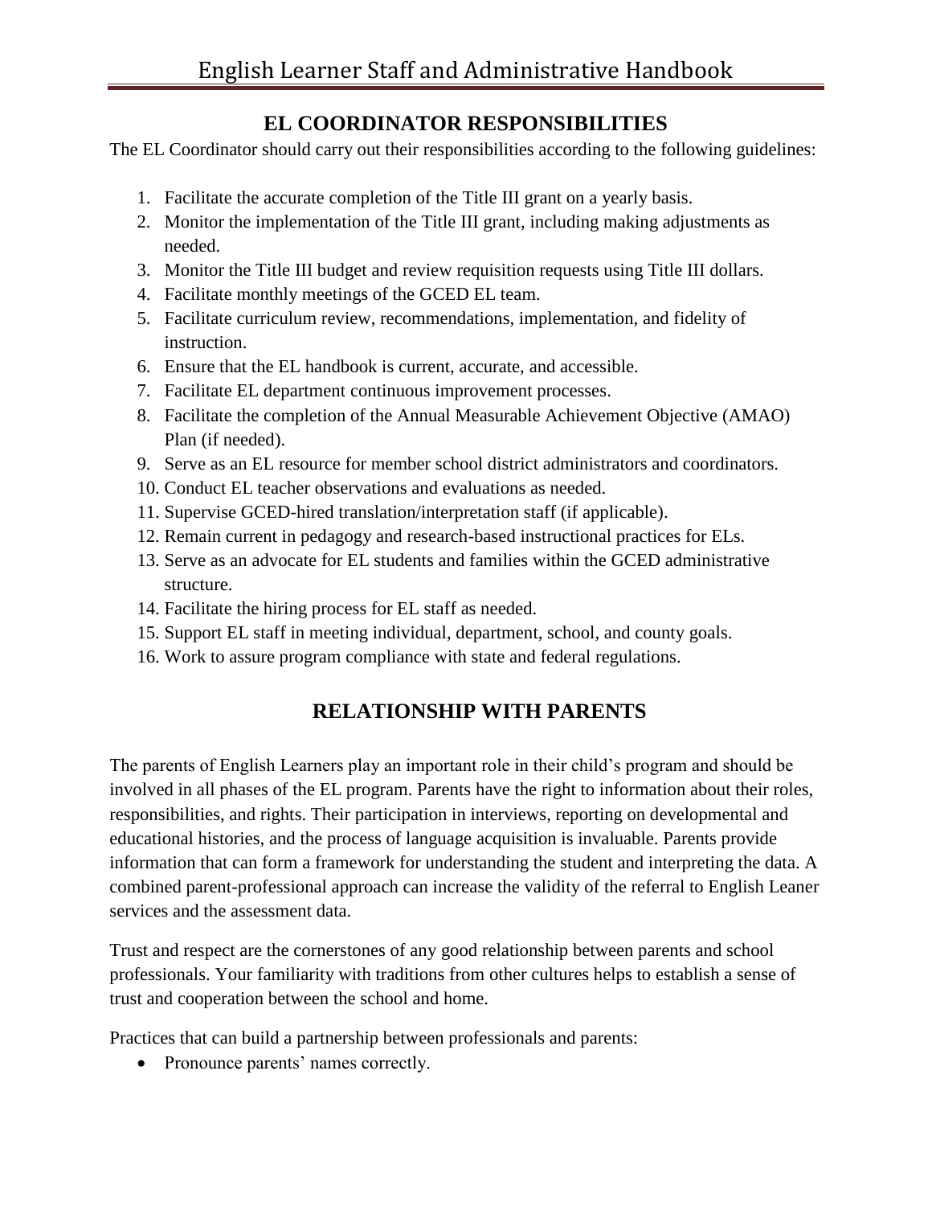## EL COORDINATOR RESPONSIBILITIES

The EL Coordinator should carry out their responsibilities according to the following guidelines:

1. Facilitate the accurate completion of the Title III grant on a yearly basis.
2. Monitor the implementation of the Title III grant, including making adjustments as needed.
3. Monitor the Title III budget and review requisition requests using Title III dollars.
4. Facilitate monthly meetings of the GCED EL team.
5. Facilitate curriculum review, recommendations, implementation, and fidelity of instruction.
6. Ensure that the EL handbook is current, accurate, and accessible.
7. Facilitate EL department continuous improvement processes.
8. Facilitate the completion of the Annual Measurable Achievement Objective (AMAO) Plan (if needed).
9. Serve as an EL resource for member school district administrators and coordinators.
10. Conduct EL teacher observations and evaluations as needed.
11. Supervise GCED-hired translation/interpretation staff (if applicable).
12. Remain current in pedagogy and research-based instructional practices for ELs.
13. Serve as an advocate for EL students and families within the GCED administrative structure.
14. Facilitate the hiring process for EL staff as needed.
15. Support EL staff in meeting individual, department, school, and county goals.
16. Work to assure program compliance with state and federal regulations.

## RELATIONSHIP WITH PARENTS

The parents of English Learners play an important role in their child's program and should be involved in all phases of the EL program. Parents have the right to information about their roles, responsibilities, and rights. Their participation in interviews, reporting on developmental and educational histories, and the process of language acquisition is invaluable. Parents provide information that can form a framework for understanding the student and interpreting the data. A combined parent-professional approach can increase the validity of the referral to English Leaner services and the assessment data.

Trust and respect are the cornerstones of any good relationship between parents and school professionals. Your familiarity with traditions from other cultures helps to establish a sense of trust and cooperation between the school and home.

Practices that can build a partnership between professionals and parents:

- Pronounce parents' names correctly.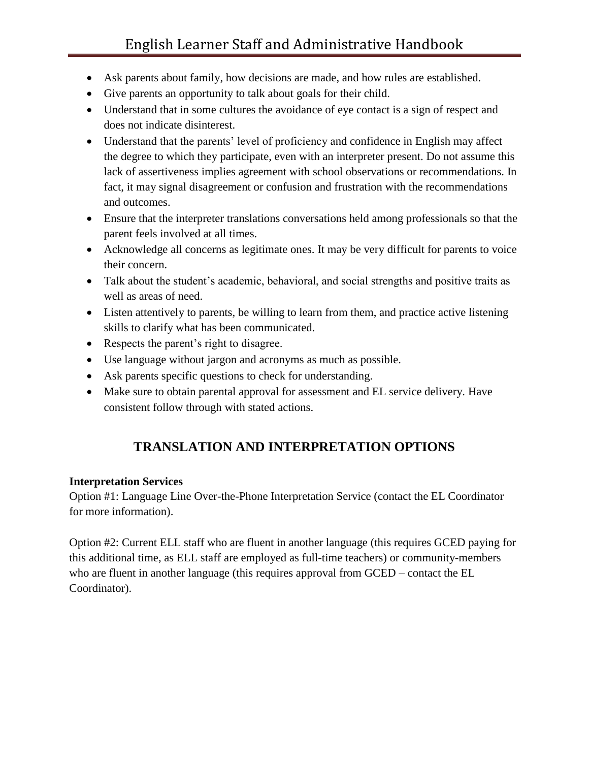- Ask parents about family, how decisions are made, and how rules are established.
- Give parents an opportunity to talk about goals for their child.
- Understand that in some cultures the avoidance of eye contact is a sign of respect and does not indicate disinterest.
- Understand that the parents' level of proficiency and confidence in English may affect the degree to which they participate, even with an interpreter present. Do not assume this lack of assertiveness implies agreement with school observations or recommendations. In fact, it may signal disagreement or confusion and frustration with the recommendations and outcomes.
- Ensure that the interpreter translations conversations held among professionals so that the parent feels involved at all times.
- Acknowledge all concerns as legitimate ones. It may be very difficult for parents to voice their concern.
- Talk about the student's academic, behavioral, and social strengths and positive traits as well as areas of need.
- Listen attentively to parents, be willing to learn from them, and practice active listening skills to clarify what has been communicated.
- Respects the parent's right to disagree.
- Use language without jargon and acronyms as much as possible.
- Ask parents specific questions to check for understanding.
- Make sure to obtain parental approval for assessment and EL service delivery. Have consistent follow through with stated actions.

## TRANSLATION AND INTERPRETATION OPTIONS

**Interpretation Services**

Option #1: Language Line Over-the-Phone Interpretation Service (contact the EL Coordinator for more information).

Option #2: Current ELL staff who are fluent in another language (this requires GCED paying for this additional time, as ELL staff are employed as full-time teachers) or community-members who are fluent in another language (this requires approval from GCED – contact the EL Coordinator).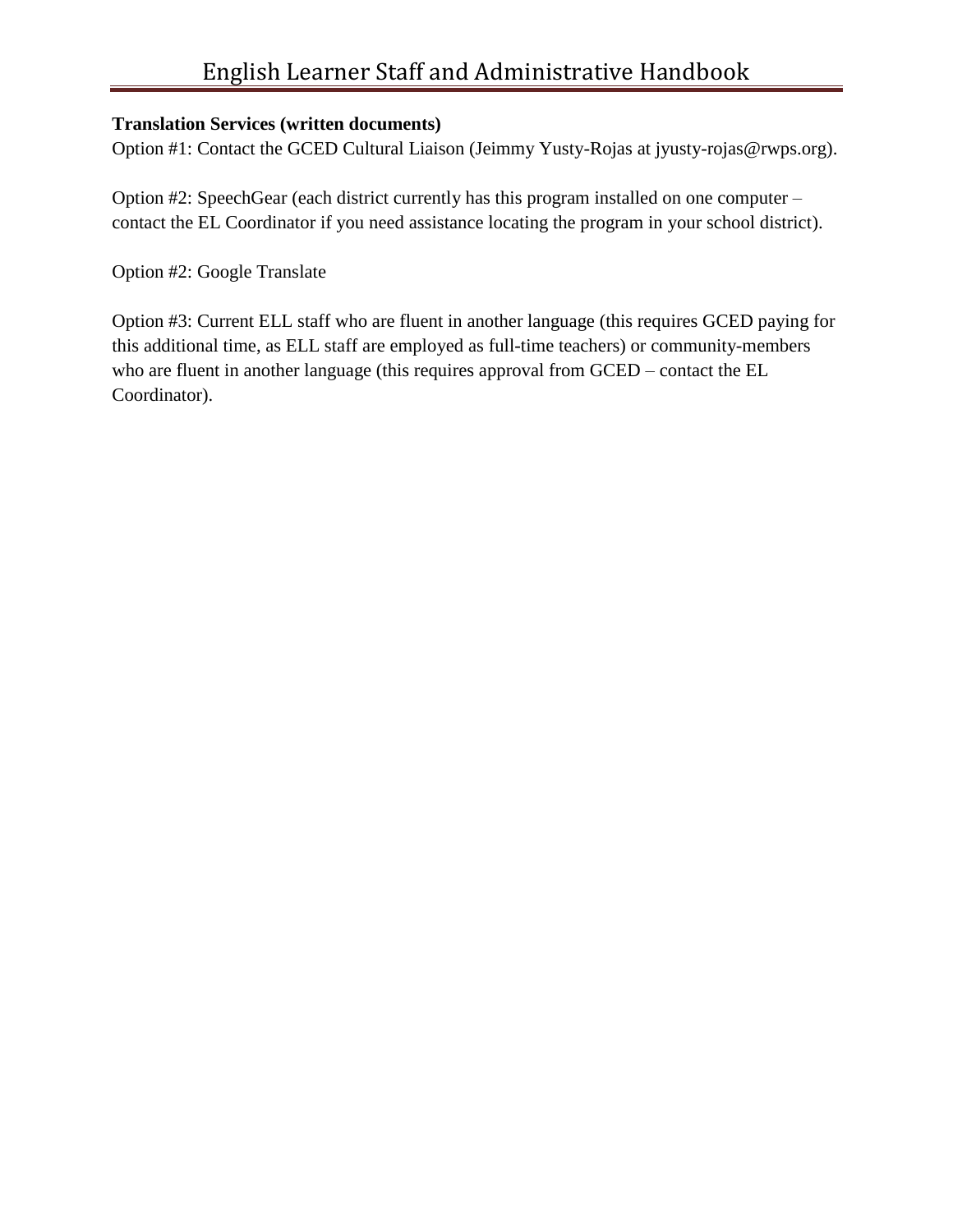**Translation Services (written documents)**

Option #1: Contact the GCED Cultural Liaison (Jeimmy Yusty-Rojas at jyusty-rojas@rwps.org).

Option #2: SpeechGear (each district currently has this program installed on one computer – contact the EL Coordinator if you need assistance locating the program in your school district).

Option #2: Google Translate

Option #3: Current ELL staff who are fluent in another language (this requires GCED paying for this additional time, as ELL staff are employed as full-time teachers) or community-members who are fluent in another language (this requires approval from GCED – contact the EL Coordinator).